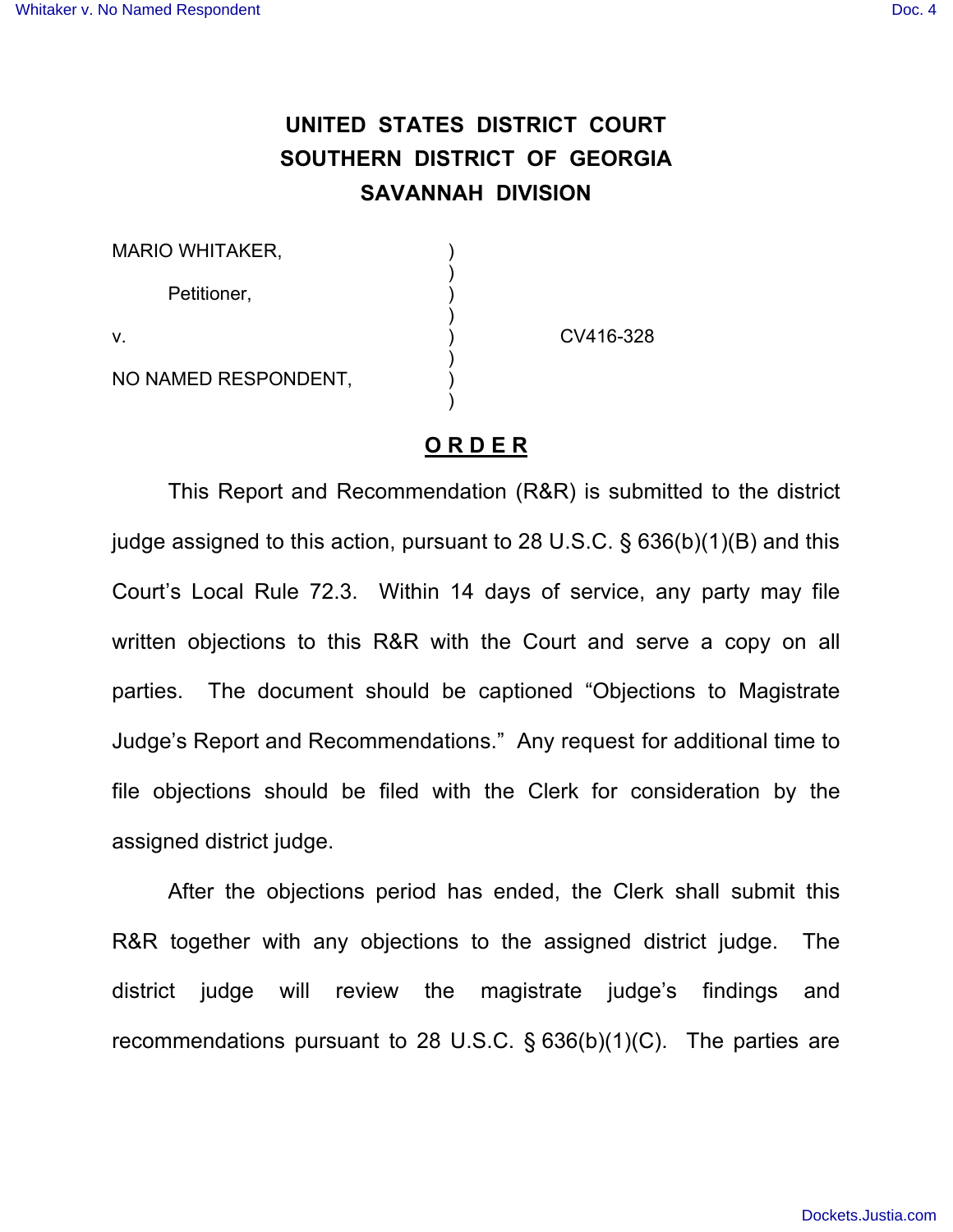# UNITED STATES DISTRICT COURT
# SOUTHERN DISTRICT OF GEORGIA
# SAVANNAH DIVISION

| | | |
|---|---|---|
| MARIO WHITAKER, | ) | |
| | ) | |
| Petitioner, | ) | |
| | ) | |
| v. | ) | CV416-328 |
| | ) | |
| NO NAMED RESPONDENT, | ) | |
| | ) | |

## O R D E R

This Report and Recommendation (R&R) is submitted to the district judge assigned to this action, pursuant to 28 U.S.C. § 636(b)(1)(B) and this Court's Local Rule 72.3. Within 14 days of service, any party may file written objections to this R&R with the Court and serve a copy on all parties. The document should be captioned "Objections to Magistrate Judge's Report and Recommendations." Any request for additional time to file objections should be filed with the Clerk for consideration by the assigned district judge.

After the objections period has ended, the Clerk shall submit this R&R together with any objections to the assigned district judge. The district judge will review the magistrate judge's findings and recommendations pursuant to 28 U.S.C. § 636(b)(1)(C). The parties are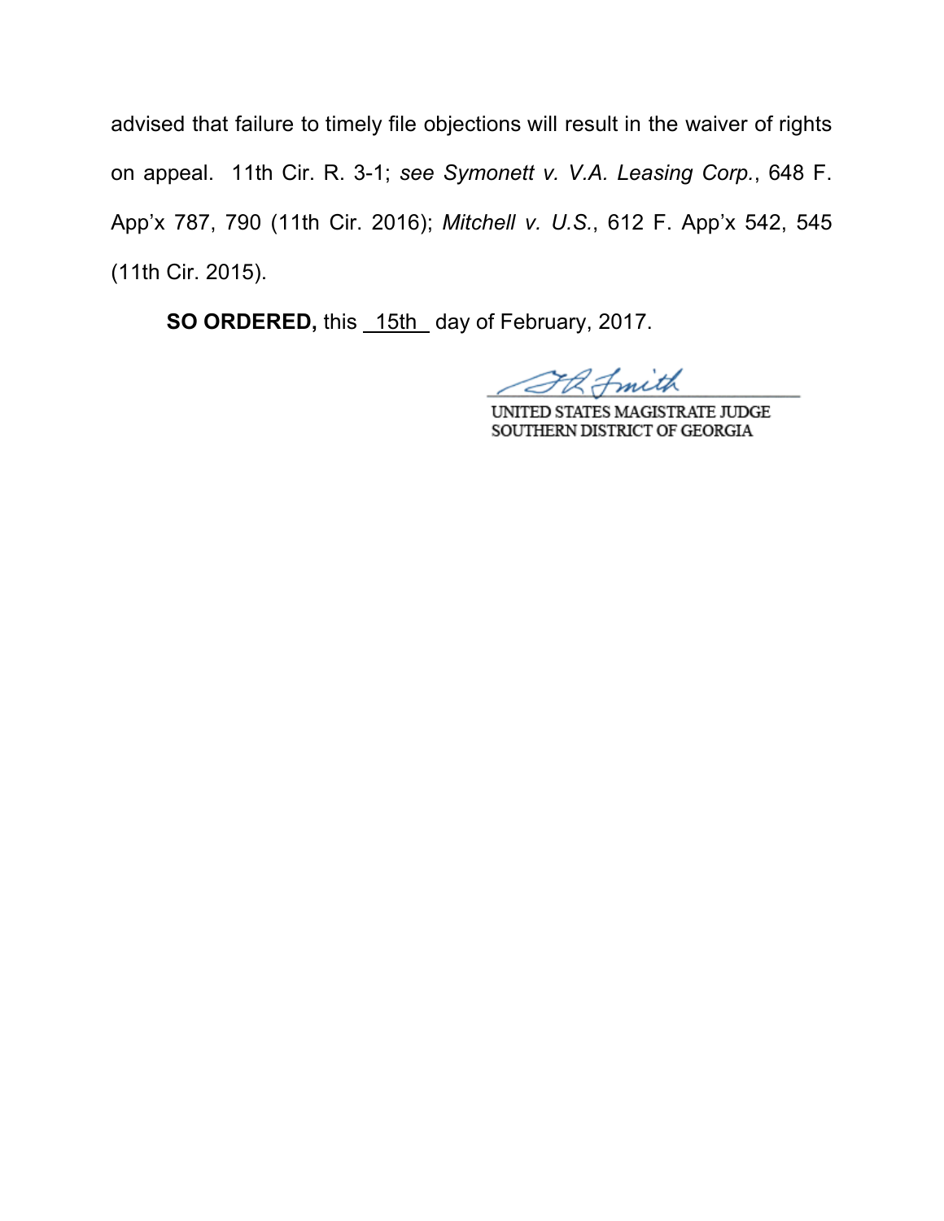advised that failure to timely file objections will result in the waiver of rights on appeal. 11th Cir. R. 3-1; *see Symonett v. V.A. Leasing Corp.*, 648 F. App'x 787, 790 (11th Cir. 2016); *Mitchell v. U.S.*, 612 F. App'x 542, 545 (11th Cir. 2015).

**SO ORDERED,** this 15th day of February, 2017.

UNITED STATES MAGISTRATE JUDGE
SOUTHERN DISTRICT OF GEORGIA